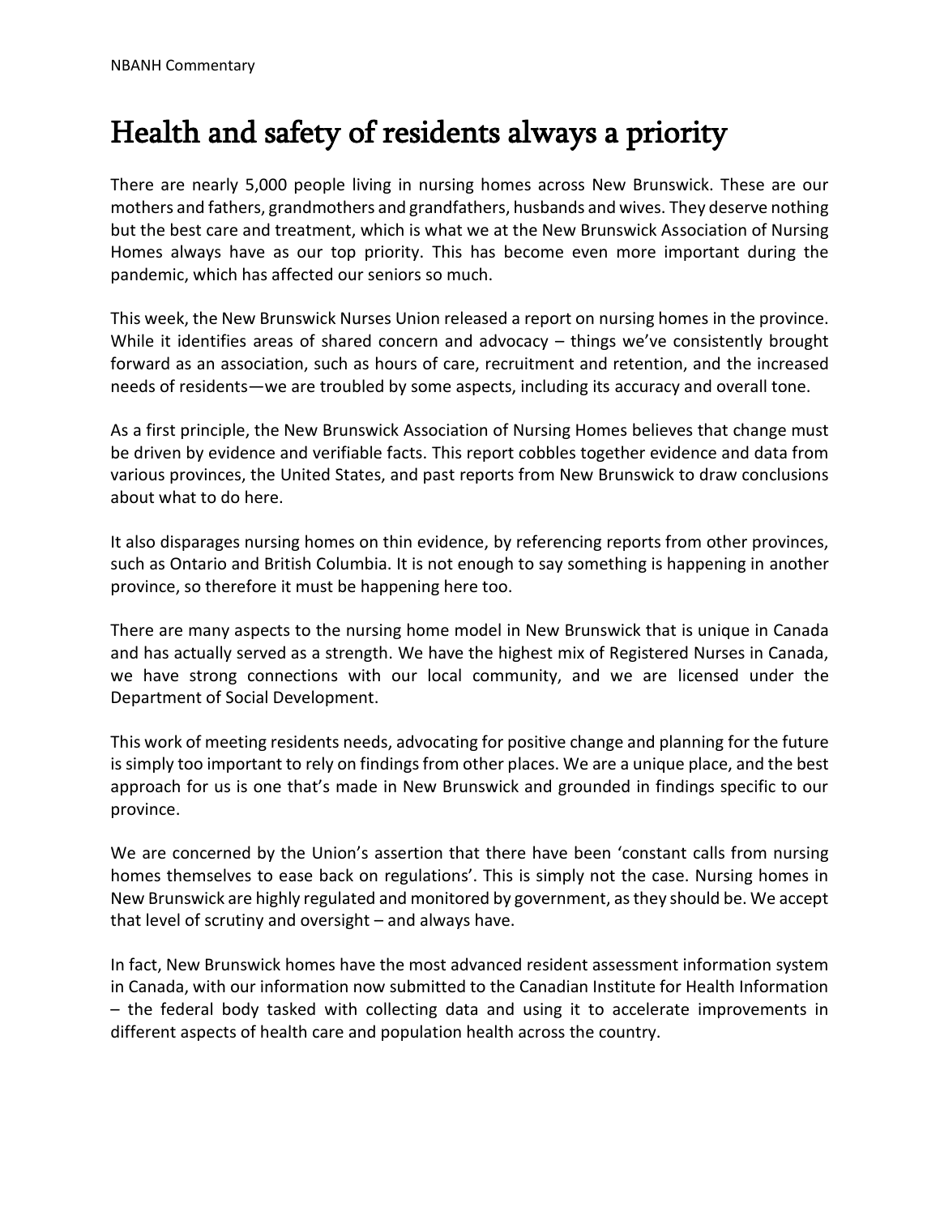NBANH Commentary

# Health and safety of residents always a priority

There are nearly 5,000 people living in nursing homes across New Brunswick. These are our mothers and fathers, grandmothers and grandfathers, husbands and wives. They deserve nothing but the best care and treatment, which is what we at the New Brunswick Association of Nursing Homes always have as our top priority. This has become even more important during the pandemic, which has affected our seniors so much.

This week, the New Brunswick Nurses Union released a report on nursing homes in the province. While it identifies areas of shared concern and advocacy – things we've consistently brought forward as an association, such as hours of care, recruitment and retention, and the increased needs of residents—we are troubled by some aspects, including its accuracy and overall tone.

As a first principle, the New Brunswick Association of Nursing Homes believes that change must be driven by evidence and verifiable facts. This report cobbles together evidence and data from various provinces, the United States, and past reports from New Brunswick to draw conclusions about what to do here.

It also disparages nursing homes on thin evidence, by referencing reports from other provinces, such as Ontario and British Columbia. It is not enough to say something is happening in another province, so therefore it must be happening here too.

There are many aspects to the nursing home model in New Brunswick that is unique in Canada and has actually served as a strength. We have the highest mix of Registered Nurses in Canada, we have strong connections with our local community, and we are licensed under the Department of Social Development.

This work of meeting residents needs, advocating for positive change and planning for the future is simply too important to rely on findings from other places. We are a unique place, and the best approach for us is one that's made in New Brunswick and grounded in findings specific to our province.

We are concerned by the Union's assertion that there have been 'constant calls from nursing homes themselves to ease back on regulations'. This is simply not the case. Nursing homes in New Brunswick are highly regulated and monitored by government, as they should be. We accept that level of scrutiny and oversight – and always have.

In fact, New Brunswick homes have the most advanced resident assessment information system in Canada, with our information now submitted to the Canadian Institute for Health Information – the federal body tasked with collecting data and using it to accelerate improvements in different aspects of health care and population health across the country.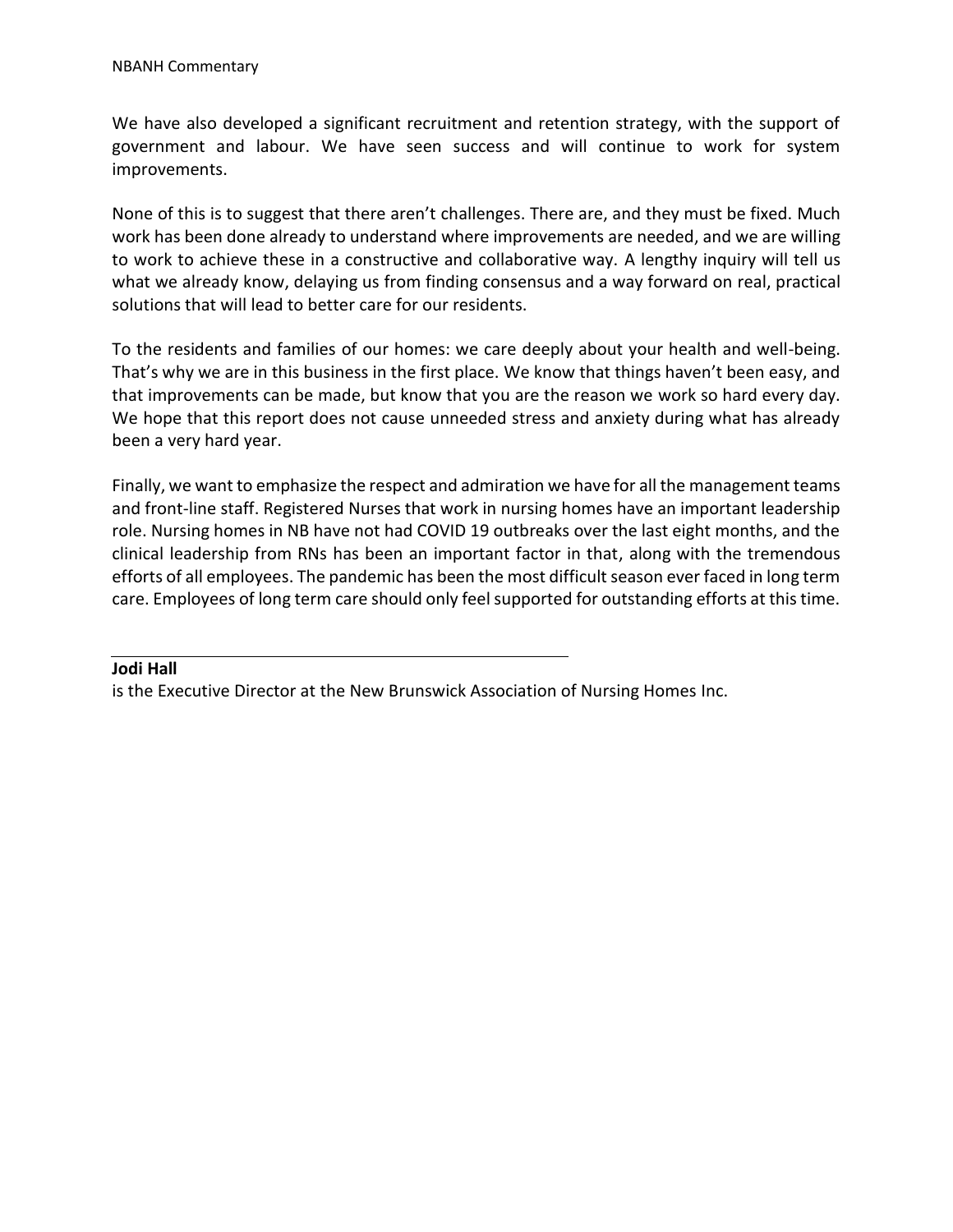We have also developed a significant recruitment and retention strategy, with the support of government and labour. We have seen success and will continue to work for system improvements.

None of this is to suggest that there aren't challenges. There are, and they must be fixed. Much work has been done already to understand where improvements are needed, and we are willing to work to achieve these in a constructive and collaborative way. A lengthy inquiry will tell us what we already know, delaying us from finding consensus and a way forward on real, practical solutions that will lead to better care for our residents.

To the residents and families of our homes: we care deeply about your health and well-being. That's why we are in this business in the first place. We know that things haven't been easy, and that improvements can be made, but know that you are the reason we work so hard every day. We hope that this report does not cause unneeded stress and anxiety during what has already been a very hard year.

Finally, we want to emphasize the respect and admiration we have for all the management teams and front-line staff. Registered Nurses that work in nursing homes have an important leadership role. Nursing homes in NB have not had COVID 19 outbreaks over the last eight months, and the clinical leadership from RNs has been an important factor in that, along with the tremendous efforts of all employees. The pandemic has been the most difficult season ever faced in long term care. Employees of long term care should only feel supported for outstanding efforts at this time.

---

**Jodi Hall**
is the Executive Director at the New Brunswick Association of Nursing Homes Inc.